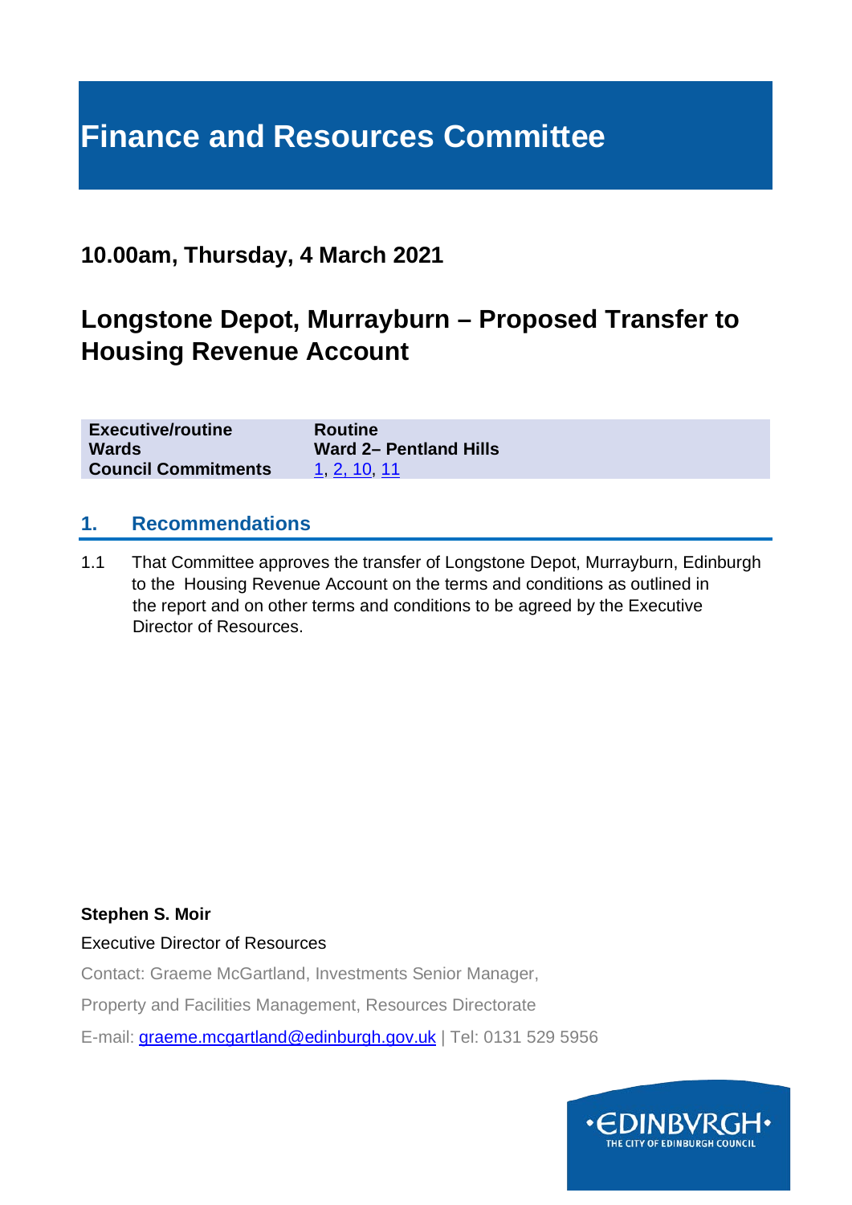# Finance and Resources Committee

## 10.00am, Thursday, 4 March 2021

## Longstone Depot, Murrayburn – Proposed Transfer to Housing Revenue Account

| | |
|---|---|
| **Executive/routine** | **Routine** |
| **Wards** | **Ward 2– Pentland Hills** |
| **Council Commitments** | 1, 2, 10, 11 |

### 1. Recommendations

1.1 That Committee approves the transfer of Longstone Depot, Murrayburn, Edinburgh to the Housing Revenue Account on the terms and conditions as outlined in the report and on other terms and conditions to be agreed by the Executive Director of Resources.

**Stephen S. Moir**

Executive Director of Resources

Contact: Graeme McGartland, Investments Senior Manager,

Property and Facilities Management, Resources Directorate

E-mail: graeme.mcgartland@edinburgh.gov.uk | Tel: 0131 529 5956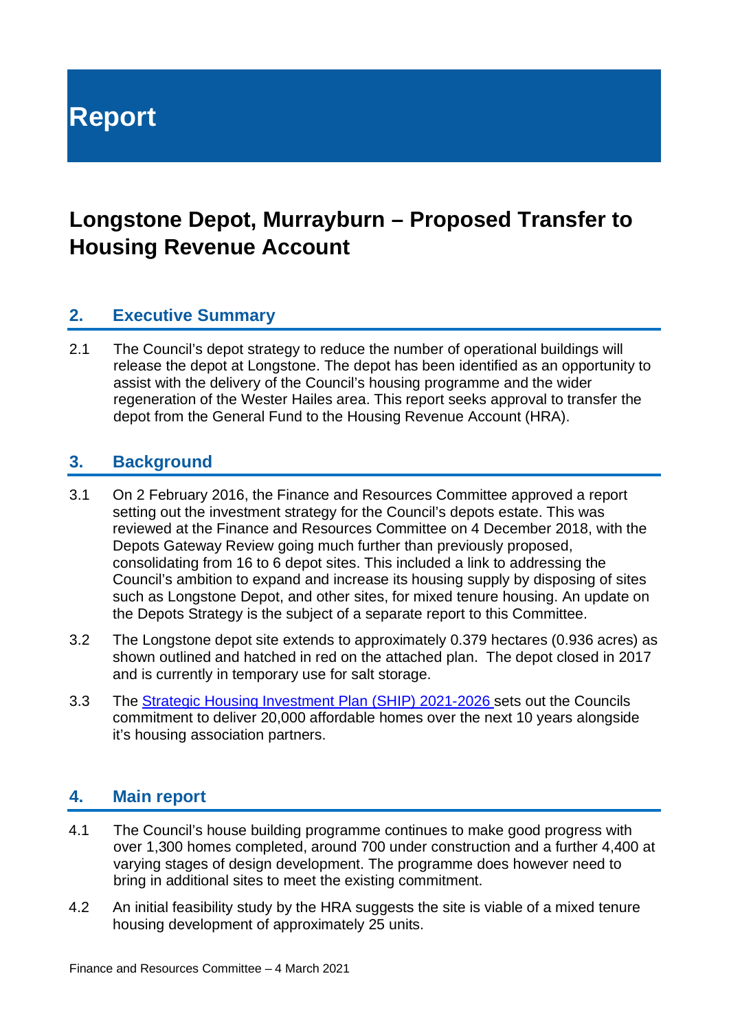# Report

## Longstone Depot, Murrayburn – Proposed Transfer to Housing Revenue Account

### 2. Executive Summary

2.1 The Council's depot strategy to reduce the number of operational buildings will release the depot at Longstone. The depot has been identified as an opportunity to assist with the delivery of the Council's housing programme and the wider regeneration of the Wester Hailes area. This report seeks approval to transfer the depot from the General Fund to the Housing Revenue Account (HRA).

### 3. Background

3.1 On 2 February 2016, the Finance and Resources Committee approved a report setting out the investment strategy for the Council's depots estate. This was reviewed at the Finance and Resources Committee on 4 December 2018, with the Depots Gateway Review going much further than previously proposed, consolidating from 16 to 6 depot sites. This included a link to addressing the Council's ambition to expand and increase its housing supply by disposing of sites such as Longstone Depot, and other sites, for mixed tenure housing. An update on the Depots Strategy is the subject of a separate report to this Committee.

3.2 The Longstone depot site extends to approximately 0.379 hectares (0.936 acres) as shown outlined and hatched in red on the attached plan. The depot closed in 2017 and is currently in temporary use for salt storage.

3.3 The Strategic Housing Investment Plan (SHIP) 2021-2026 sets out the Councils commitment to deliver 20,000 affordable homes over the next 10 years alongside it's housing association partners.

### 4. Main report

4.1 The Council's house building programme continues to make good progress with over 1,300 homes completed, around 700 under construction and a further 4,400 at varying stages of design development. The programme does however need to bring in additional sites to meet the existing commitment.

4.2 An initial feasibility study by the HRA suggests the site is viable of a mixed tenure housing development of approximately 25 units.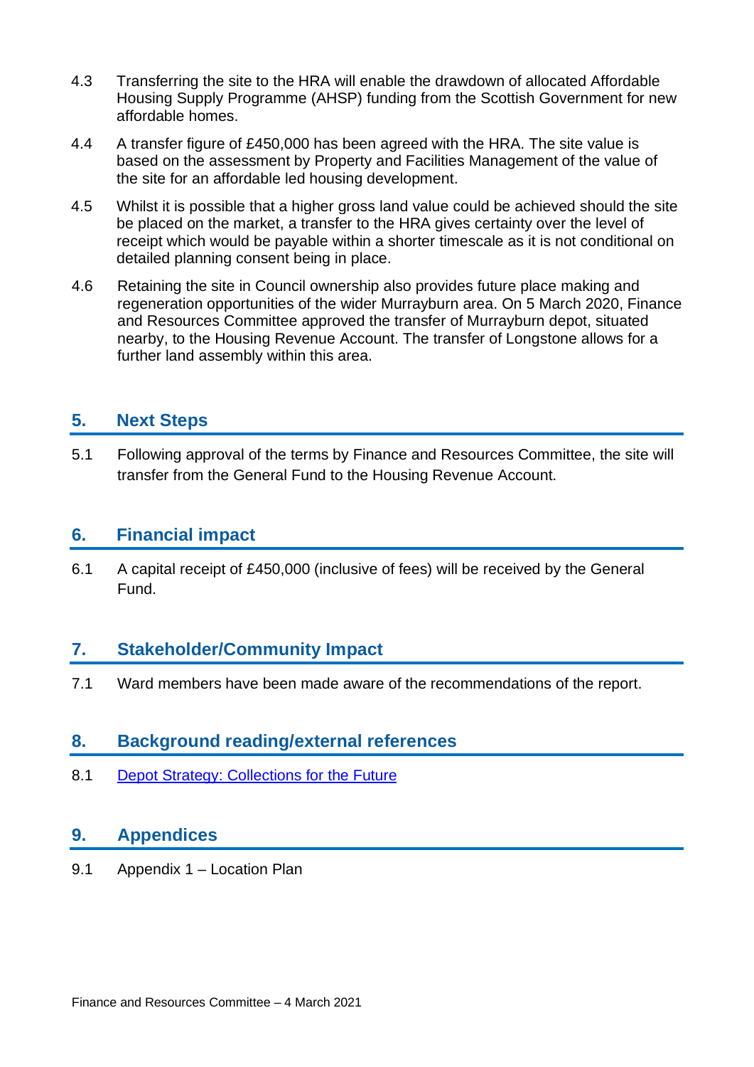4.3 Transferring the site to the HRA will enable the drawdown of allocated Affordable Housing Supply Programme (AHSP) funding from the Scottish Government for new affordable homes.

4.4 A transfer figure of £450,000 has been agreed with the HRA. The site value is based on the assessment by Property and Facilities Management of the value of the site for an affordable led housing development.

4.5 Whilst it is possible that a higher gross land value could be achieved should the site be placed on the market, a transfer to the HRA gives certainty over the level of receipt which would be payable within a shorter timescale as it is not conditional on detailed planning consent being in place.

4.6 Retaining the site in Council ownership also provides future place making and regeneration opportunities of the wider Murrayburn area. On 5 March 2020, Finance and Resources Committee approved the transfer of Murrayburn depot, situated nearby, to the Housing Revenue Account. The transfer of Longstone allows for a further land assembly within this area.

## 5. Next Steps

5.1 Following approval of the terms by Finance and Resources Committee, the site will transfer from the General Fund to the Housing Revenue Account.

## 6. Financial impact

6.1 A capital receipt of £450,000 (inclusive of fees) will be received by the General Fund.

## 7. Stakeholder/Community Impact

7.1 Ward members have been made aware of the recommendations of the report.

## 8. Background reading/external references

8.1 [Depot Strategy: Collections for the Future]

## 9. Appendices

9.1 Appendix 1 – Location Plan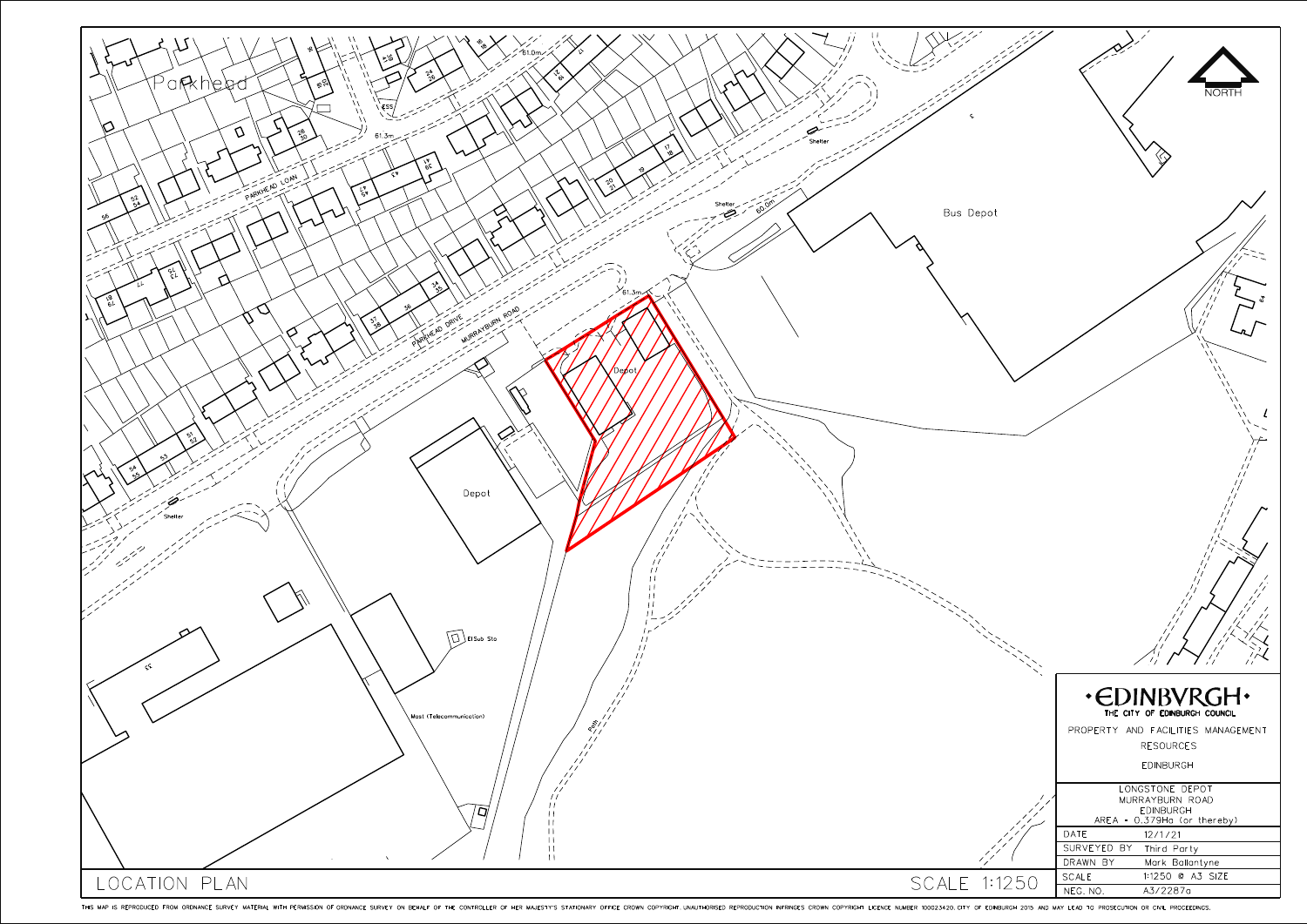LOCATION PLAN

SCALE 1:1250

NORTH

·EDINBVRGH·
THE CITY OF EDINBURGH COUNCIL

PROPERTY AND FACILITIES MANAGEMENT

RESOURCES

EDINBURGH

LONGSTONE DEPOT
MURRAYBURN ROAD
EDINBURGH
AREA - 0.379Ha (or thereby)

| | |
|---|---|
| DATE | 12/1/21 |
| SURVEYED BY | Third Party |
| DRAWN BY | Mark Ballantyne |
| SCALE | 1:1250 @ A3 SIZE |
| NEG. NO. | A3/2287a |

Parkhead, PARKHEAD LOAN, PARKHEAD DRIVE, MURRAYBURN ROAD, Bus Depot, Depot, Depot, Shelter, Shelter, Shelter, El Sub Sta, Mast (Telecommunication), Path, ESS, 61.0m, 61.3m, 60.0m, 61.3m

THIS MAP IS REPRODUCED FROM ORDNANCE SURVEY MATERIAL WITH PERMISSION OF ORDNANCE SURVEY ON BEHALF OF THE CONTROLLER OF HER MAJESTY'S STATIONARY OFFICE CROWN COPYRIGHT. UNAUTHORISED REPRODUCTION INFRINGES CROWN COPYRIGHT LICENCE NUMBER 100023420. CITY OF EDINBURGH 2015 AND MAY LEAD TO PROSECUTION OR CIVIL PROCEEDINGS.